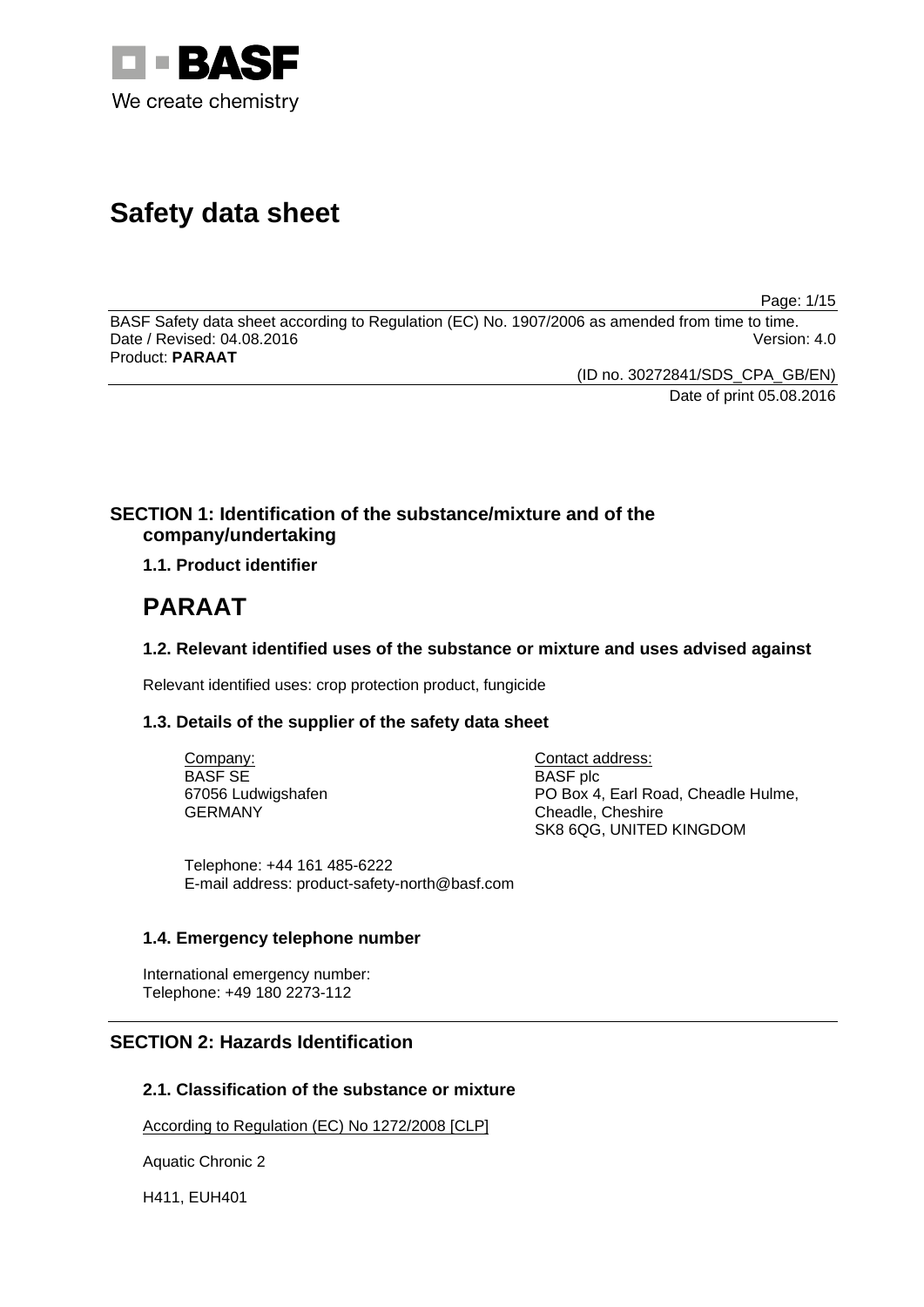# Safety data sheet

BASF Safety data sheet according to Regulation (EC) No. 1907/2006 as amended from time to time.
Date / Revised: 04.08.2016 Version: 4.0
Product: **PARAAT**

(ID no. 30272841/SDS_CPA_GB/EN)
Date of print 05.08.2016

## SECTION 1: Identification of the substance/mixture and of the company/undertaking

### 1.1. Product identifier

# PARAAT

### 1.2. Relevant identified uses of the substance or mixture and uses advised against

Relevant identified uses: crop protection product, fungicide

### 1.3. Details of the supplier of the safety data sheet

Company:
BASF SE
67056 Ludwigshafen
GERMANY

Contact address:
BASF plc
PO Box 4, Earl Road, Cheadle Hulme,
Cheadle, Cheshire
SK8 6QG, UNITED KINGDOM

Telephone: +44 161 485-6222
E-mail address: product-safety-north@basf.com

### 1.4. Emergency telephone number

International emergency number:
Telephone: +49 180 2273-112

## SECTION 2: Hazards Identification

### 2.1. Classification of the substance or mixture

According to Regulation (EC) No 1272/2008 [CLP]

Aquatic Chronic 2

H411, EUH401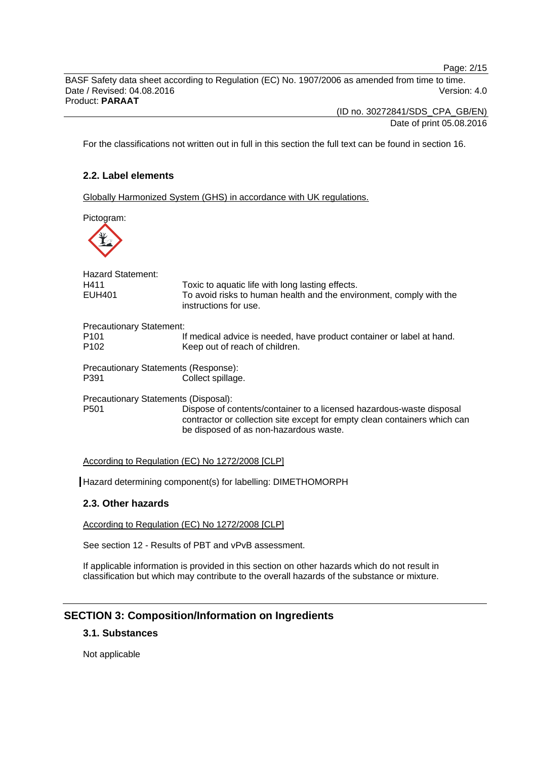For the classifications not written out in full in this section the full text can be found in section 16.

### 2.2. Label elements

Globally Harmonized System (GHS) in accordance with UK regulations.

Pictogram:

Hazard Statement:

| | |
|---|---|
| H411 | Toxic to aquatic life with long lasting effects. |
| EUH401 | To avoid risks to human health and the environment, comply with the instructions for use. |

Precautionary Statement:

| | |
|---|---|
| P101 | If medical advice is needed, have product container or label at hand. |
| P102 | Keep out of reach of children. |

Precautionary Statements (Response):

| | |
|---|---|
| P391 | Collect spillage. |

Precautionary Statements (Disposal):

| | |
|---|---|
| P501 | Dispose of contents/container to a licensed hazardous-waste disposal contractor or collection site except for empty clean containers which can be disposed of as non-hazardous waste. |

According to Regulation (EC) No 1272/2008 [CLP]

Hazard determining component(s) for labelling: DIMETHOMORPH

### 2.3. Other hazards

According to Regulation (EC) No 1272/2008 [CLP]

See section 12 - Results of PBT and vPvB assessment.

If applicable information is provided in this section on other hazards which do not result in classification but which may contribute to the overall hazards of the substance or mixture.

## SECTION 3: Composition/Information on Ingredients

### 3.1. Substances

Not applicable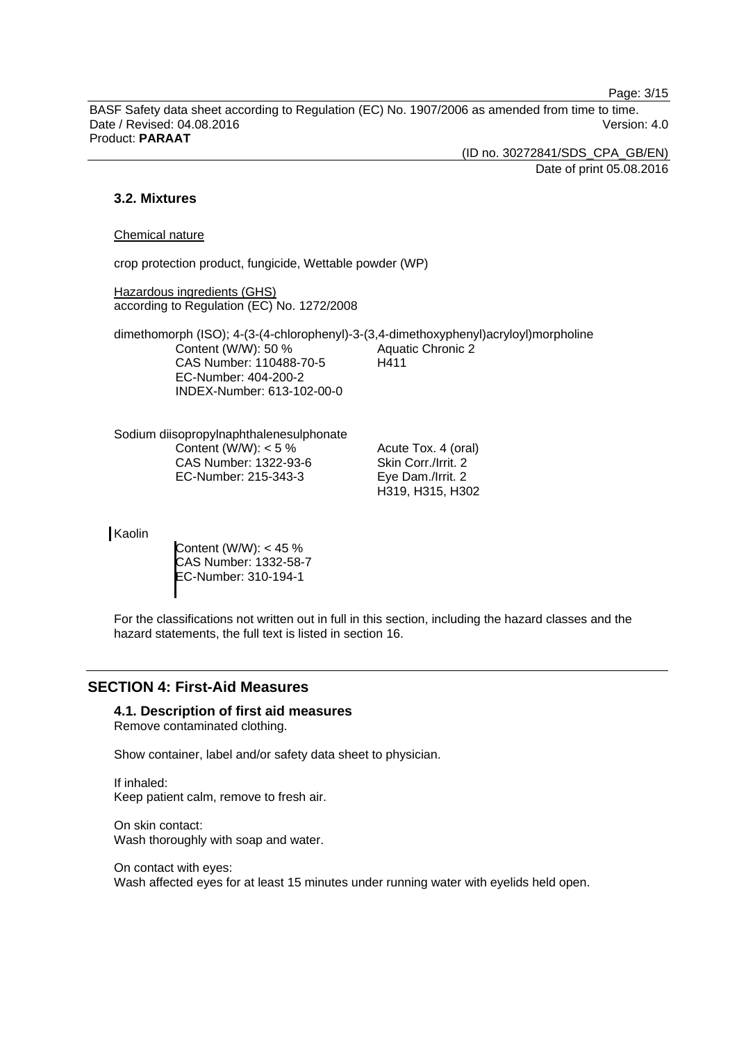### 3.2. Mixtures

Chemical nature

crop protection product, fungicide, Wettable powder (WP)

Hazardous ingredients (GHS)
according to Regulation (EC) No. 1272/2008

dimethomorph (ISO); 4-(3-(4-chlorophenyl)-3-(3,4-dimethoxyphenyl)acryloyl)morpholine

Content (W/W): 50 %
CAS Number: 110488-70-5
EC-Number: 404-200-2
INDEX-Number: 613-102-00-0

Aquatic Chronic 2
H411

Sodium diisopropylnaphthalenesulphonate

Content (W/W): < 5 %
CAS Number: 1322-93-6
EC-Number: 215-343-3

Acute Tox. 4 (oral)
Skin Corr./Irrit. 2
Eye Dam./Irrit. 2
H319, H315, H302

Kaolin

Content (W/W): < 45 %
CAS Number: 1332-58-7
EC-Number: 310-194-1

For the classifications not written out in full in this section, including the hazard classes and the hazard statements, the full text is listed in section 16.

## SECTION 4: First-Aid Measures

### 4.1. Description of first aid measures

Remove contaminated clothing.

Show container, label and/or safety data sheet to physician.

If inhaled:
Keep patient calm, remove to fresh air.

On skin contact:
Wash thoroughly with soap and water.

On contact with eyes:
Wash affected eyes for at least 15 minutes under running water with eyelids held open.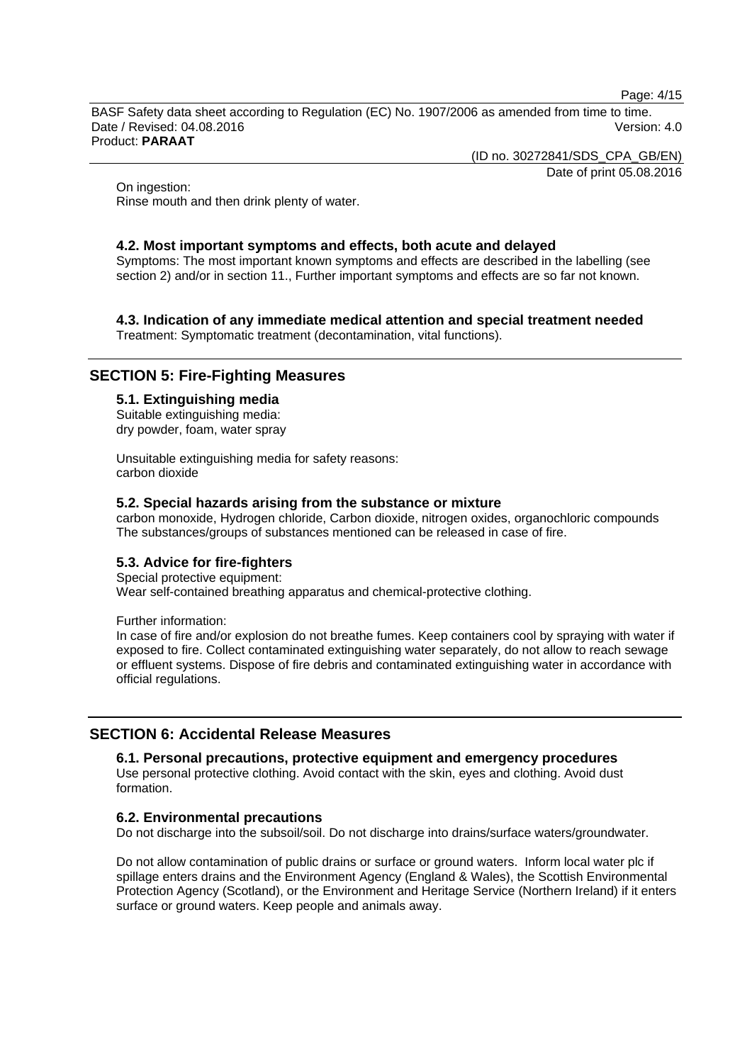On ingestion:
Rinse mouth and then drink plenty of water.

### 4.2. Most important symptoms and effects, both acute and delayed

Symptoms: The most important known symptoms and effects are described in the labelling (see section 2) and/or in section 11., Further important symptoms and effects are so far not known.

### 4.3. Indication of any immediate medical attention and special treatment needed

Treatment: Symptomatic treatment (decontamination, vital functions).

## SECTION 5: Fire-Fighting Measures

### 5.1. Extinguishing media

Suitable extinguishing media:
dry powder, foam, water spray

Unsuitable extinguishing media for safety reasons:
carbon dioxide

### 5.2. Special hazards arising from the substance or mixture

carbon monoxide, Hydrogen chloride, Carbon dioxide, nitrogen oxides, organochloric compounds
The substances/groups of substances mentioned can be released in case of fire.

### 5.3. Advice for fire-fighters

Special protective equipment:
Wear self-contained breathing apparatus and chemical-protective clothing.

Further information:
In case of fire and/or explosion do not breathe fumes. Keep containers cool by spraying with water if exposed to fire. Collect contaminated extinguishing water separately, do not allow to reach sewage or effluent systems. Dispose of fire debris and contaminated extinguishing water in accordance with official regulations.

## SECTION 6: Accidental Release Measures

### 6.1. Personal precautions, protective equipment and emergency procedures

Use personal protective clothing. Avoid contact with the skin, eyes and clothing. Avoid dust formation.

### 6.2. Environmental precautions

Do not discharge into the subsoil/soil. Do not discharge into drains/surface waters/groundwater.

Do not allow contamination of public drains or surface or ground waters. Inform local water plc if spillage enters drains and the Environment Agency (England & Wales), the Scottish Environmental Protection Agency (Scotland), or the Environment and Heritage Service (Northern Ireland) if it enters surface or ground waters. Keep people and animals away.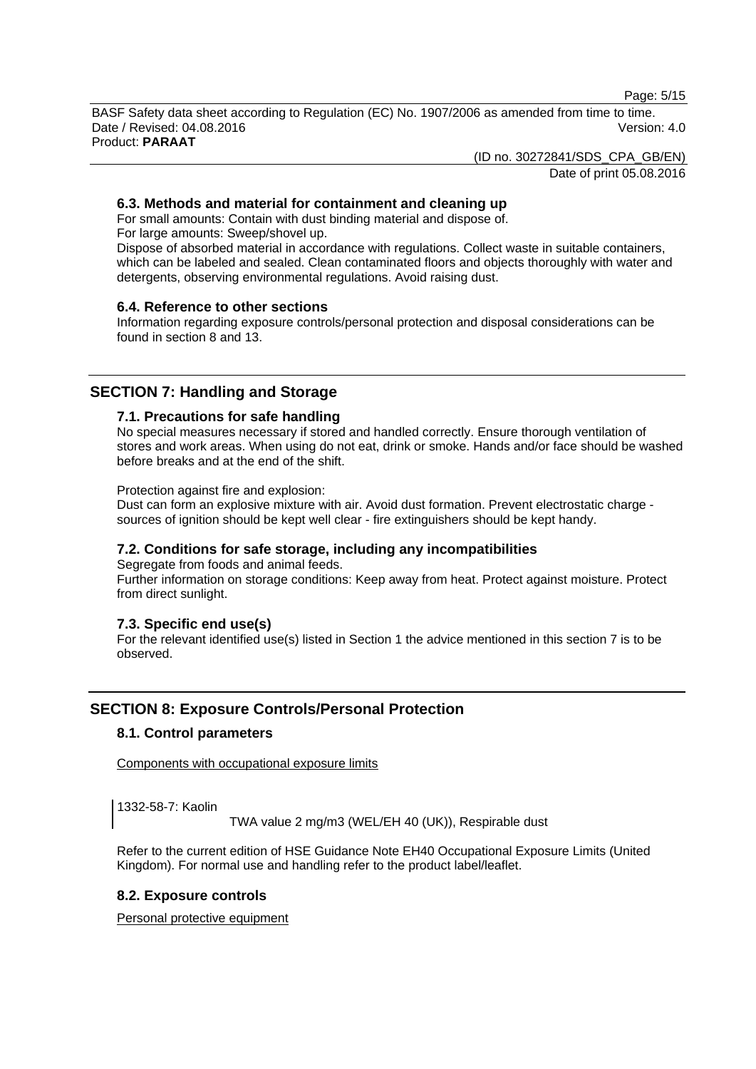### 6.3. Methods and material for containment and cleaning up

For small amounts: Contain with dust binding material and dispose of.
For large amounts: Sweep/shovel up.
Dispose of absorbed material in accordance with regulations. Collect waste in suitable containers, which can be labeled and sealed. Clean contaminated floors and objects thoroughly with water and detergents, observing environmental regulations. Avoid raising dust.

### 6.4. Reference to other sections

Information regarding exposure controls/personal protection and disposal considerations can be found in section 8 and 13.

## SECTION 7: Handling and Storage

### 7.1. Precautions for safe handling

No special measures necessary if stored and handled correctly. Ensure thorough ventilation of stores and work areas. When using do not eat, drink or smoke. Hands and/or face should be washed before breaks and at the end of the shift.

Protection against fire and explosion:
Dust can form an explosive mixture with air. Avoid dust formation. Prevent electrostatic charge - sources of ignition should be kept well clear - fire extinguishers should be kept handy.

### 7.2. Conditions for safe storage, including any incompatibilities

Segregate from foods and animal feeds.
Further information on storage conditions: Keep away from heat. Protect against moisture. Protect from direct sunlight.

### 7.3. Specific end use(s)

For the relevant identified use(s) listed in Section 1 the advice mentioned in this section 7 is to be observed.

## SECTION 8: Exposure Controls/Personal Protection

### 8.1. Control parameters

Components with occupational exposure limits

1332-58-7: Kaolin

TWA value 2 mg/m3 (WEL/EH 40 (UK)), Respirable dust

Refer to the current edition of HSE Guidance Note EH40 Occupational Exposure Limits (United Kingdom). For normal use and handling refer to the product label/leaflet.

### 8.2. Exposure controls

Personal protective equipment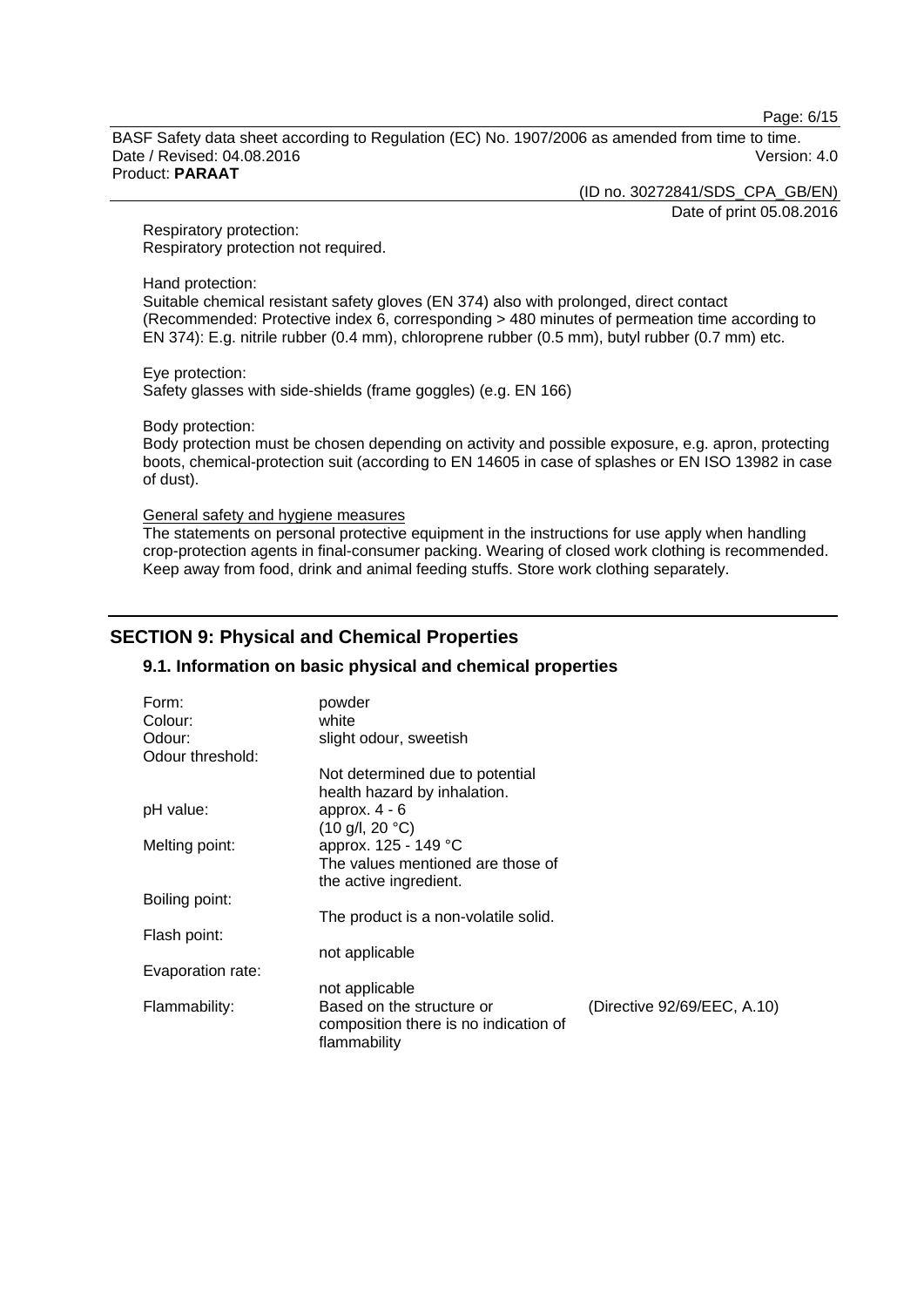Respiratory protection:
Respiratory protection not required.

Hand protection:
Suitable chemical resistant safety gloves (EN 374) also with prolonged, direct contact (Recommended: Protective index 6, corresponding > 480 minutes of permeation time according to EN 374): E.g. nitrile rubber (0.4 mm), chloroprene rubber (0.5 mm), butyl rubber (0.7 mm) etc.

Eye protection:
Safety glasses with side-shields (frame goggles) (e.g. EN 166)

Body protection:
Body protection must be chosen depending on activity and possible exposure, e.g. apron, protecting boots, chemical-protection suit (according to EN 14605 in case of splashes or EN ISO 13982 in case of dust).

General safety and hygiene measures

The statements on personal protective equipment in the instructions for use apply when handling crop-protection agents in final-consumer packing. Wearing of closed work clothing is recommended. Keep away from food, drink and animal feeding stuffs. Store work clothing separately.

## SECTION 9: Physical and Chemical Properties

### 9.1. Information on basic physical and chemical properties

| | | |
|---|---|---|
| Form: | powder | |
| Colour: | white | |
| Odour: | slight odour, sweetish | |
| Odour threshold: | Not determined due to potential health hazard by inhalation. | |
| pH value: | approx. 4 - 6 (10 g/l, 20 °C) | |
| Melting point: | approx. 125 - 149 °C The values mentioned are those of the active ingredient. | |
| Boiling point: | The product is a non-volatile solid. | |
| Flash point: | not applicable | |
| Evaporation rate: | not applicable | |
| Flammability: | Based on the structure or composition there is no indication of flammability | (Directive 92/69/EEC, A.10) |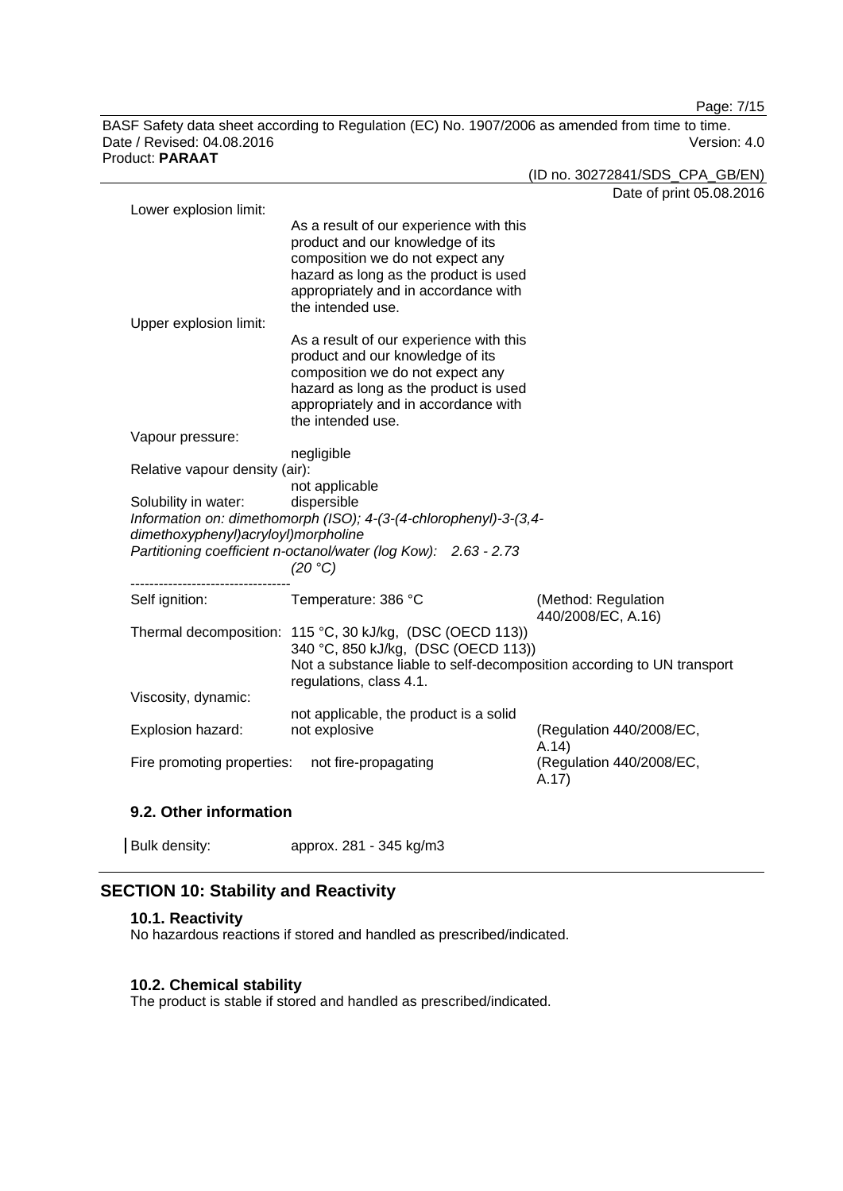Lower explosion limit:

As a result of our experience with this product and our knowledge of its composition we do not expect any hazard as long as the product is used appropriately and in accordance with the intended use.

Upper explosion limit:

As a result of our experience with this product and our knowledge of its composition we do not expect any hazard as long as the product is used appropriately and in accordance with the intended use.

Vapour pressure:

negligible

Relative vapour density (air):

not applicable

Solubility in water: dispersible

*Information on: dimethomorph (ISO); 4-(3-(4-chlorophenyl)-3-(3,4-dimethoxyphenyl)acryloyl)morpholine*

*Partitioning coefficient n-octanol/water (log Kow): 2.63 - 2.73 (20 °C)*

----------------------------------

| | | |
|---|---|---|
| Self ignition: | Temperature: 386 °C | (Method: Regulation 440/2008/EC, A.16) |
| Thermal decomposition: | 115 °C, 30 kJ/kg, (DSC (OECD 113))<br>340 °C, 850 kJ/kg, (DSC (OECD 113))<br>Not a substance liable to self-decomposition according to UN transport regulations, class 4.1. | |
| Viscosity, dynamic: | not applicable, the product is a solid | |
| Explosion hazard: | not explosive | (Regulation 440/2008/EC, A.14) |
| Fire promoting properties: | not fire-propagating | (Regulation 440/2008/EC, A.17) |

### 9.2. Other information

Bulk density: approx. 281 - 345 kg/m3

## SECTION 10: Stability and Reactivity

### 10.1. Reactivity

No hazardous reactions if stored and handled as prescribed/indicated.

### 10.2. Chemical stability

The product is stable if stored and handled as prescribed/indicated.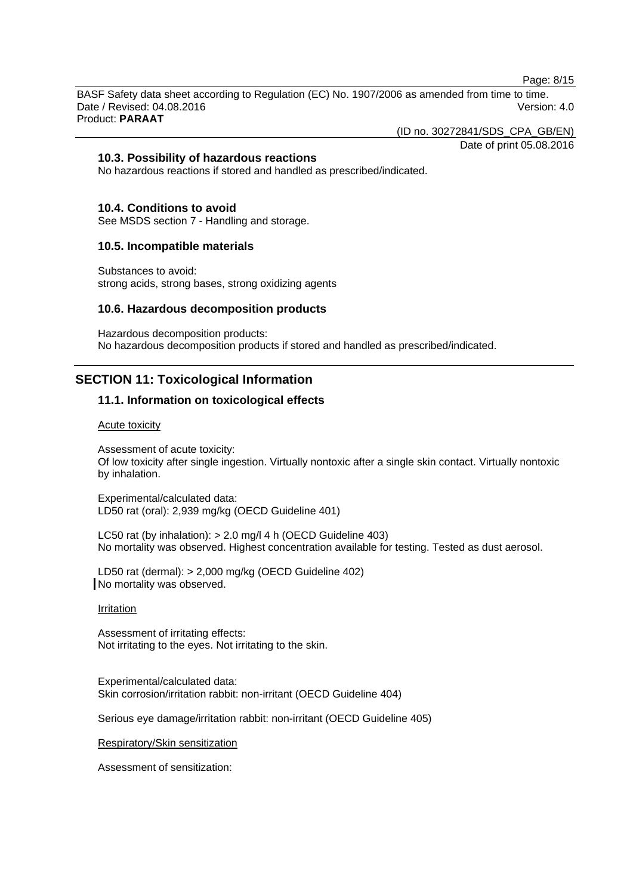### 10.3. Possibility of hazardous reactions

No hazardous reactions if stored and handled as prescribed/indicated.

### 10.4. Conditions to avoid

See MSDS section 7 - Handling and storage.

### 10.5. Incompatible materials

Substances to avoid:
strong acids, strong bases, strong oxidizing agents

### 10.6. Hazardous decomposition products

Hazardous decomposition products:
No hazardous decomposition products if stored and handled as prescribed/indicated.

## SECTION 11: Toxicological Information

### 11.1. Information on toxicological effects

Acute toxicity

Assessment of acute toxicity:
Of low toxicity after single ingestion. Virtually nontoxic after a single skin contact. Virtually nontoxic by inhalation.

Experimental/calculated data:
LD50 rat (oral): 2,939 mg/kg (OECD Guideline 401)

LC50 rat (by inhalation): > 2.0 mg/l 4 h (OECD Guideline 403)
No mortality was observed. Highest concentration available for testing. Tested as dust aerosol.

LD50 rat (dermal): > 2,000 mg/kg (OECD Guideline 402)
No mortality was observed.

Irritation

Assessment of irritating effects:
Not irritating to the eyes. Not irritating to the skin.

Experimental/calculated data:
Skin corrosion/irritation rabbit: non-irritant (OECD Guideline 404)

Serious eye damage/irritation rabbit: non-irritant (OECD Guideline 405)

Respiratory/Skin sensitization

Assessment of sensitization: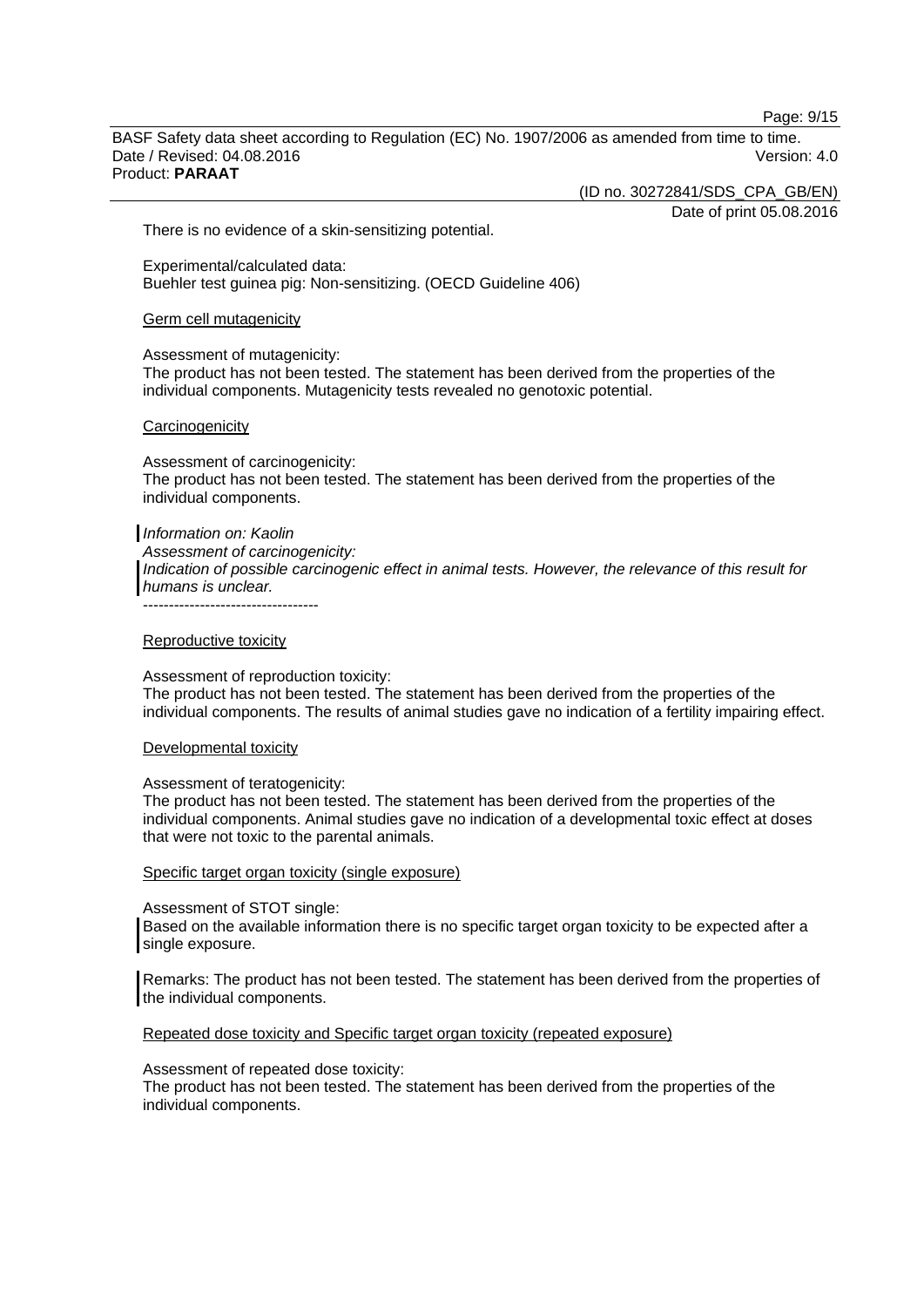There is no evidence of a skin-sensitizing potential.

Experimental/calculated data:
Buehler test guinea pig: Non-sensitizing. (OECD Guideline 406)

Germ cell mutagenicity

Assessment of mutagenicity:
The product has not been tested. The statement has been derived from the properties of the individual components. Mutagenicity tests revealed no genotoxic potential.

Carcinogenicity

Assessment of carcinogenicity:
The product has not been tested. The statement has been derived from the properties of the individual components.

*Information on: Kaolin*
*Assessment of carcinogenicity:*
*Indication of possible carcinogenic effect in animal tests. However, the relevance of this result for humans is unclear.*

----------------------------------

Reproductive toxicity

Assessment of reproduction toxicity:
The product has not been tested. The statement has been derived from the properties of the individual components. The results of animal studies gave no indication of a fertility impairing effect.

Developmental toxicity

Assessment of teratogenicity:
The product has not been tested. The statement has been derived from the properties of the individual components. Animal studies gave no indication of a developmental toxic effect at doses that were not toxic to the parental animals.

Specific target organ toxicity (single exposure)

Assessment of STOT single:
Based on the available information there is no specific target organ toxicity to be expected after a single exposure.

Remarks: The product has not been tested. The statement has been derived from the properties of the individual components.

Repeated dose toxicity and Specific target organ toxicity (repeated exposure)

Assessment of repeated dose toxicity:
The product has not been tested. The statement has been derived from the properties of the individual components.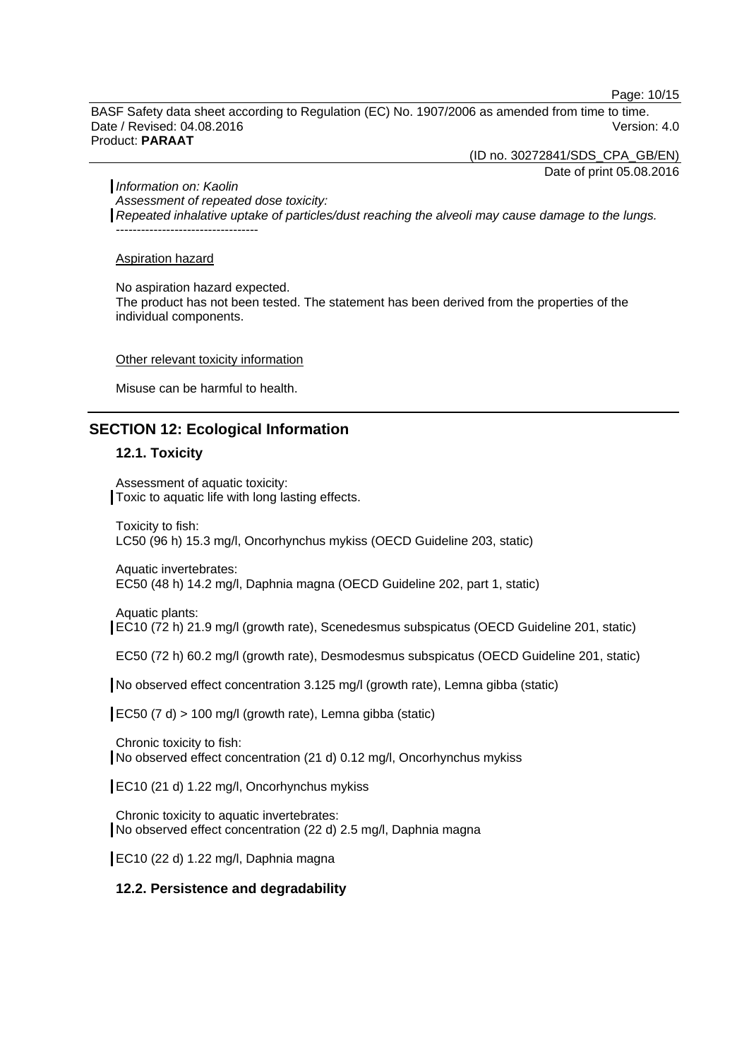*Information on: Kaolin*
*Assessment of repeated dose toxicity:*
*Repeated inhalative uptake of particles/dust reaching the alveoli may cause damage to the lungs.*
----------------------------------

Aspiration hazard

No aspiration hazard expected.
The product has not been tested. The statement has been derived from the properties of the individual components.

Other relevant toxicity information

Misuse can be harmful to health.

## SECTION 12: Ecological Information

### 12.1. Toxicity

Assessment of aquatic toxicity:
Toxic to aquatic life with long lasting effects.

Toxicity to fish:
LC50 (96 h) 15.3 mg/l, Oncorhynchus mykiss (OECD Guideline 203, static)

Aquatic invertebrates:
EC50 (48 h) 14.2 mg/l, Daphnia magna (OECD Guideline 202, part 1, static)

Aquatic plants:
EC10 (72 h) 21.9 mg/l (growth rate), Scenedesmus subspicatus (OECD Guideline 201, static)

EC50 (72 h) 60.2 mg/l (growth rate), Desmodesmus subspicatus (OECD Guideline 201, static)

No observed effect concentration 3.125 mg/l (growth rate), Lemna gibba (static)

EC50 (7 d) > 100 mg/l (growth rate), Lemna gibba (static)

Chronic toxicity to fish:
No observed effect concentration (21 d) 0.12 mg/l, Oncorhynchus mykiss

EC10 (21 d) 1.22 mg/l, Oncorhynchus mykiss

Chronic toxicity to aquatic invertebrates:
No observed effect concentration (22 d) 2.5 mg/l, Daphnia magna

EC10 (22 d) 1.22 mg/l, Daphnia magna

### 12.2. Persistence and degradability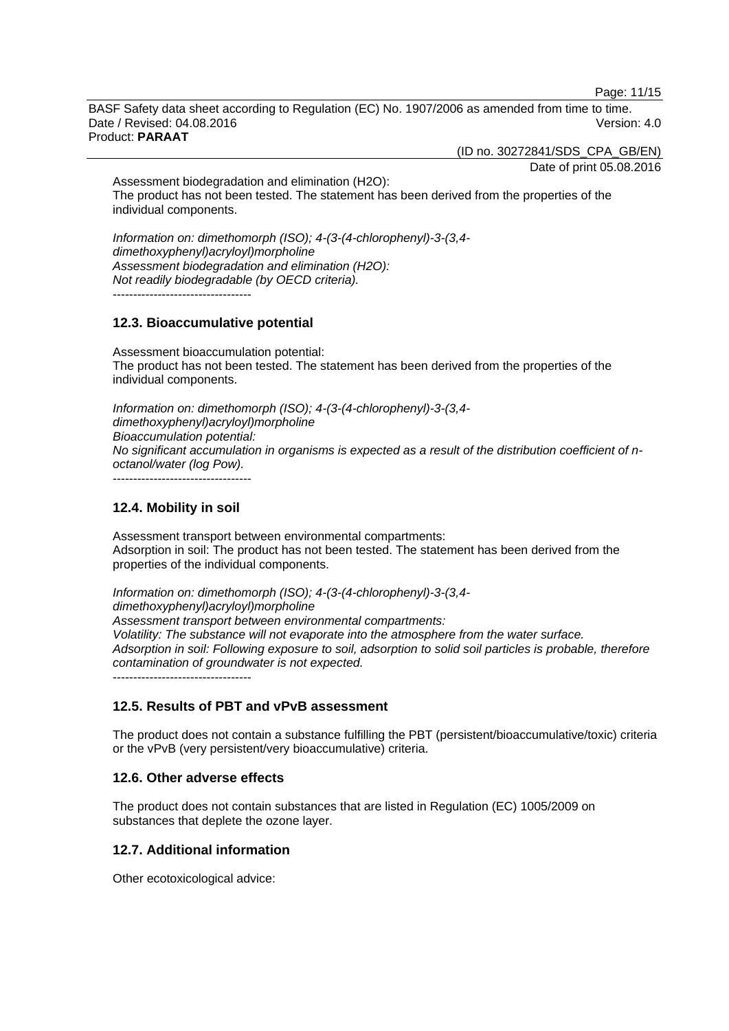Assessment biodegradation and elimination (H2O):
The product has not been tested. The statement has been derived from the properties of the individual components.

*Information on: dimethomorph (ISO); 4-(3-(4-chlorophenyl)-3-(3,4-dimethoxyphenyl)acryloyl)morpholine*
*Assessment biodegradation and elimination (H2O):*
*Not readily biodegradable (by OECD criteria).*
----------------------------------

## 12.3. Bioaccumulative potential

Assessment bioaccumulation potential:
The product has not been tested. The statement has been derived from the properties of the individual components.

*Information on: dimethomorph (ISO); 4-(3-(4-chlorophenyl)-3-(3,4-dimethoxyphenyl)acryloyl)morpholine*
*Bioaccumulation potential:*
*No significant accumulation in organisms is expected as a result of the distribution coefficient of n-octanol/water (log Pow).*
----------------------------------

## 12.4. Mobility in soil

Assessment transport between environmental compartments:
Adsorption in soil: The product has not been tested. The statement has been derived from the properties of the individual components.

*Information on: dimethomorph (ISO); 4-(3-(4-chlorophenyl)-3-(3,4-dimethoxyphenyl)acryloyl)morpholine*
*Assessment transport between environmental compartments:*
*Volatility: The substance will not evaporate into the atmosphere from the water surface.*
*Adsorption in soil: Following exposure to soil, adsorption to solid soil particles is probable, therefore contamination of groundwater is not expected.*
----------------------------------

## 12.5. Results of PBT and vPvB assessment

The product does not contain a substance fulfilling the PBT (persistent/bioaccumulative/toxic) criteria or the vPvB (very persistent/very bioaccumulative) criteria.

## 12.6. Other adverse effects

The product does not contain substances that are listed in Regulation (EC) 1005/2009 on substances that deplete the ozone layer.

## 12.7. Additional information

Other ecotoxicological advice: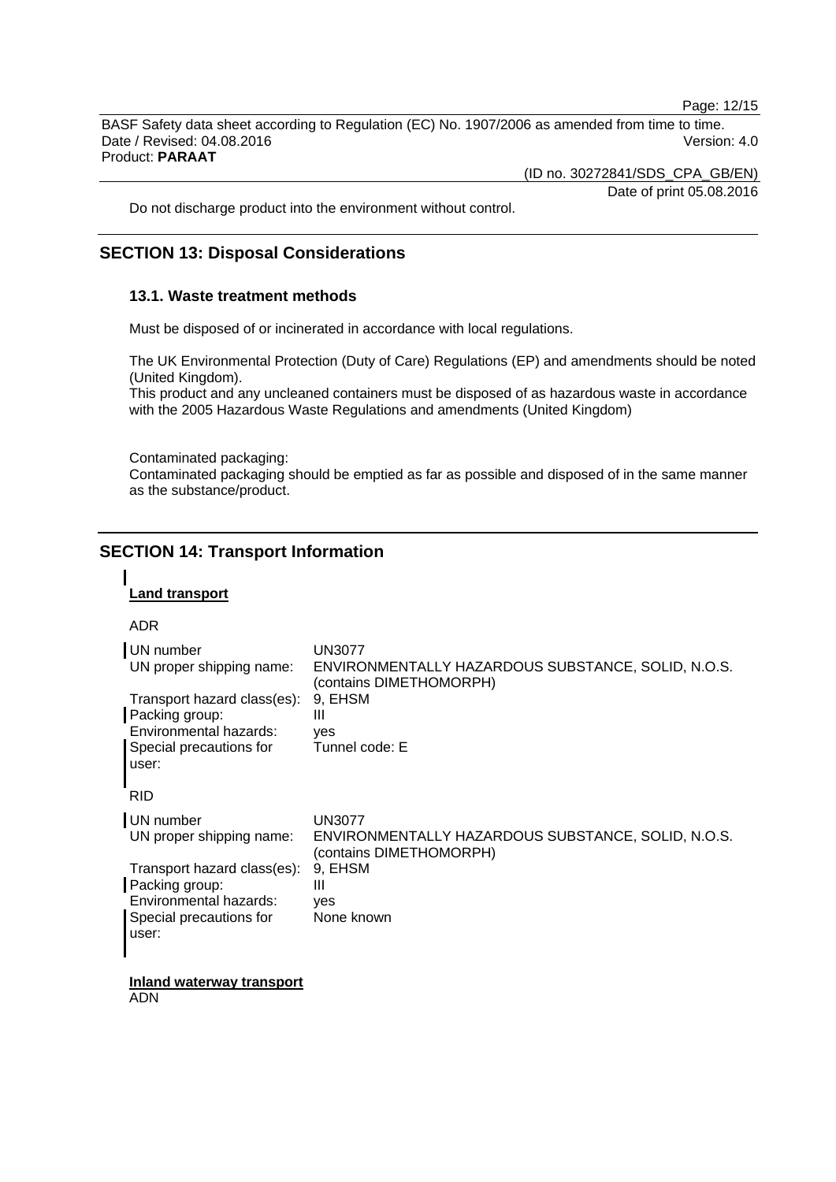Do not discharge product into the environment without control.

## SECTION 13: Disposal Considerations

### 13.1. Waste treatment methods

Must be disposed of or incinerated in accordance with local regulations.

The UK Environmental Protection (Duty of Care) Regulations (EP) and amendments should be noted (United Kingdom).
This product and any uncleaned containers must be disposed of as hazardous waste in accordance with the 2005 Hazardous Waste Regulations and amendments (United Kingdom)

Contaminated packaging:
Contaminated packaging should be emptied as far as possible and disposed of in the same manner as the substance/product.

## SECTION 14: Transport Information

**Land transport**

ADR

| | |
|---|---|
| UN number | UN3077 |
| UN proper shipping name: | ENVIRONMENTALLY HAZARDOUS SUBSTANCE, SOLID, N.O.S. (contains DIMETHOMORPH) |
| Transport hazard class(es): | 9, EHSM |
| Packing group: | III |
| Environmental hazards: | yes |
| Special precautions for user: | Tunnel code: E |

RID

| | |
|---|---|
| UN number | UN3077 |
| UN proper shipping name: | ENVIRONMENTALLY HAZARDOUS SUBSTANCE, SOLID, N.O.S. (contains DIMETHOMORPH) |
| Transport hazard class(es): | 9, EHSM |
| Packing group: | III |
| Environmental hazards: | yes |
| Special precautions for user: | None known |

**Inland waterway transport**
ADN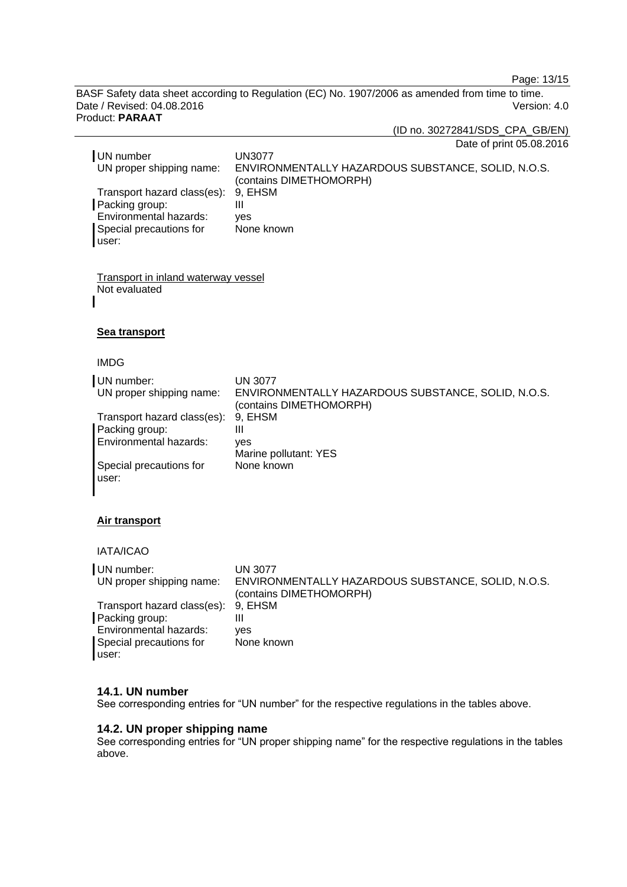| | |
|---|---|
| UN number | UN3077 |
| UN proper shipping name: | ENVIRONMENTALLY HAZARDOUS SUBSTANCE, SOLID, N.O.S. (contains DIMETHOMORPH) |
| Transport hazard class(es): | 9, EHSM |
| Packing group: | III |
| Environmental hazards: | yes |
| Special precautions for user: | None known |

Transport in inland waterway vessel
Not evaluated

**Sea transport**

IMDG

| | |
|---|---|
| UN number: | UN 3077 |
| UN proper shipping name: | ENVIRONMENTALLY HAZARDOUS SUBSTANCE, SOLID, N.O.S. (contains DIMETHOMORPH) |
| Transport hazard class(es): | 9, EHSM |
| Packing group: | III |
| Environmental hazards: | yes<br>Marine pollutant: YES |
| Special precautions for user: | None known |

**Air transport**

IATA/ICAO

| | |
|---|---|
| UN number: | UN 3077 |
| UN proper shipping name: | ENVIRONMENTALLY HAZARDOUS SUBSTANCE, SOLID, N.O.S. (contains DIMETHOMORPH) |
| Transport hazard class(es): | 9, EHSM |
| Packing group: | III |
| Environmental hazards: | yes |
| Special precautions for user: | None known |

### 14.1. UN number

See corresponding entries for “UN number” for the respective regulations in the tables above.

### 14.2. UN proper shipping name

See corresponding entries for “UN proper shipping name” for the respective regulations in the tables above.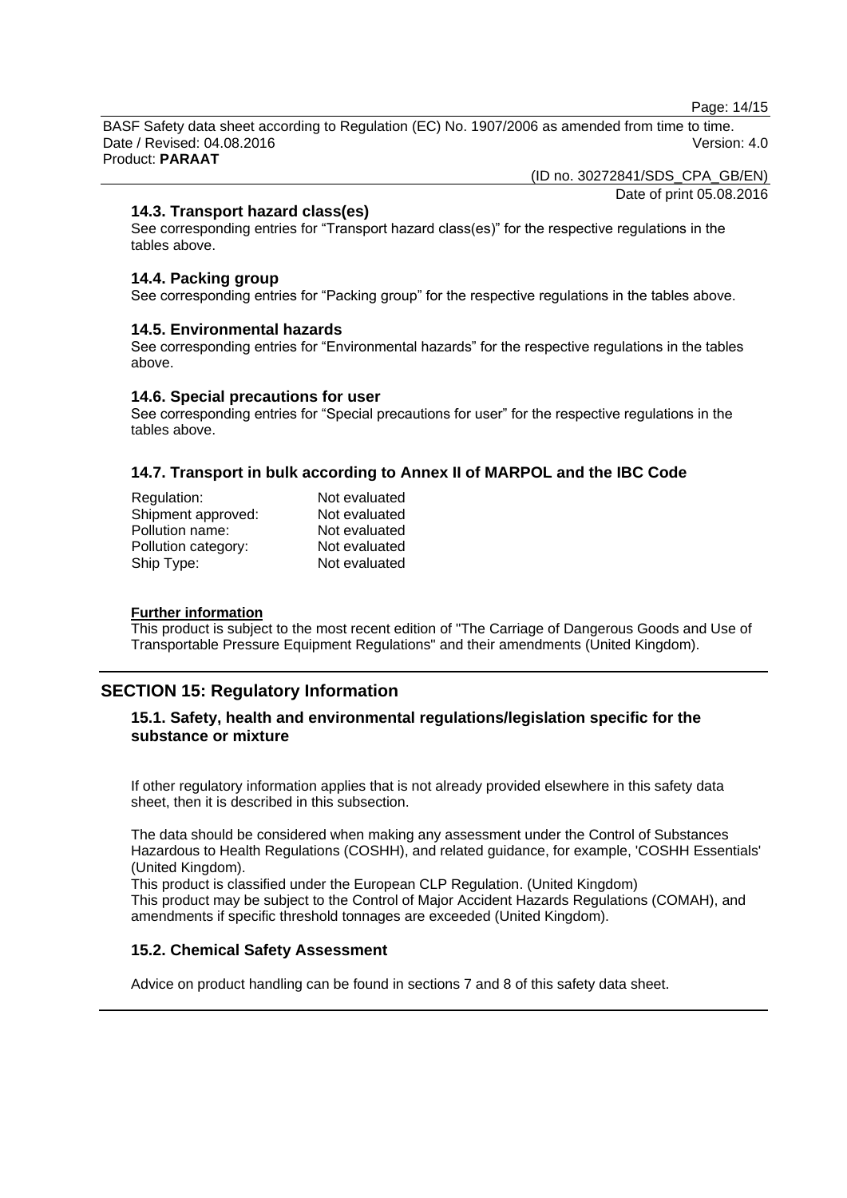### 14.3. Transport hazard class(es)

See corresponding entries for "Transport hazard class(es)" for the respective regulations in the tables above.

### 14.4. Packing group

See corresponding entries for "Packing group" for the respective regulations in the tables above.

### 14.5. Environmental hazards

See corresponding entries for "Environmental hazards" for the respective regulations in the tables above.

### 14.6. Special precautions for user

See corresponding entries for "Special precautions for user" for the respective regulations in the tables above.

### 14.7. Transport in bulk according to Annex II of MARPOL and the IBC Code

| | |
|---|---|
| Regulation: | Not evaluated |
| Shipment approved: | Not evaluated |
| Pollution name: | Not evaluated |
| Pollution category: | Not evaluated |
| Ship Type: | Not evaluated |

**Further information**

This product is subject to the most recent edition of "The Carriage of Dangerous Goods and Use of Transportable Pressure Equipment Regulations" and their amendments (United Kingdom).

## SECTION 15: Regulatory Information

### 15.1. Safety, health and environmental regulations/legislation specific for the substance or mixture

If other regulatory information applies that is not already provided elsewhere in this safety data sheet, then it is described in this subsection.

The data should be considered when making any assessment under the Control of Substances Hazardous to Health Regulations (COSHH), and related guidance, for example, 'COSHH Essentials' (United Kingdom).
This product is classified under the European CLP Regulation. (United Kingdom)
This product may be subject to the Control of Major Accident Hazards Regulations (COMAH), and amendments if specific threshold tonnages are exceeded (United Kingdom).

### 15.2. Chemical Safety Assessment

Advice on product handling can be found in sections 7 and 8 of this safety data sheet.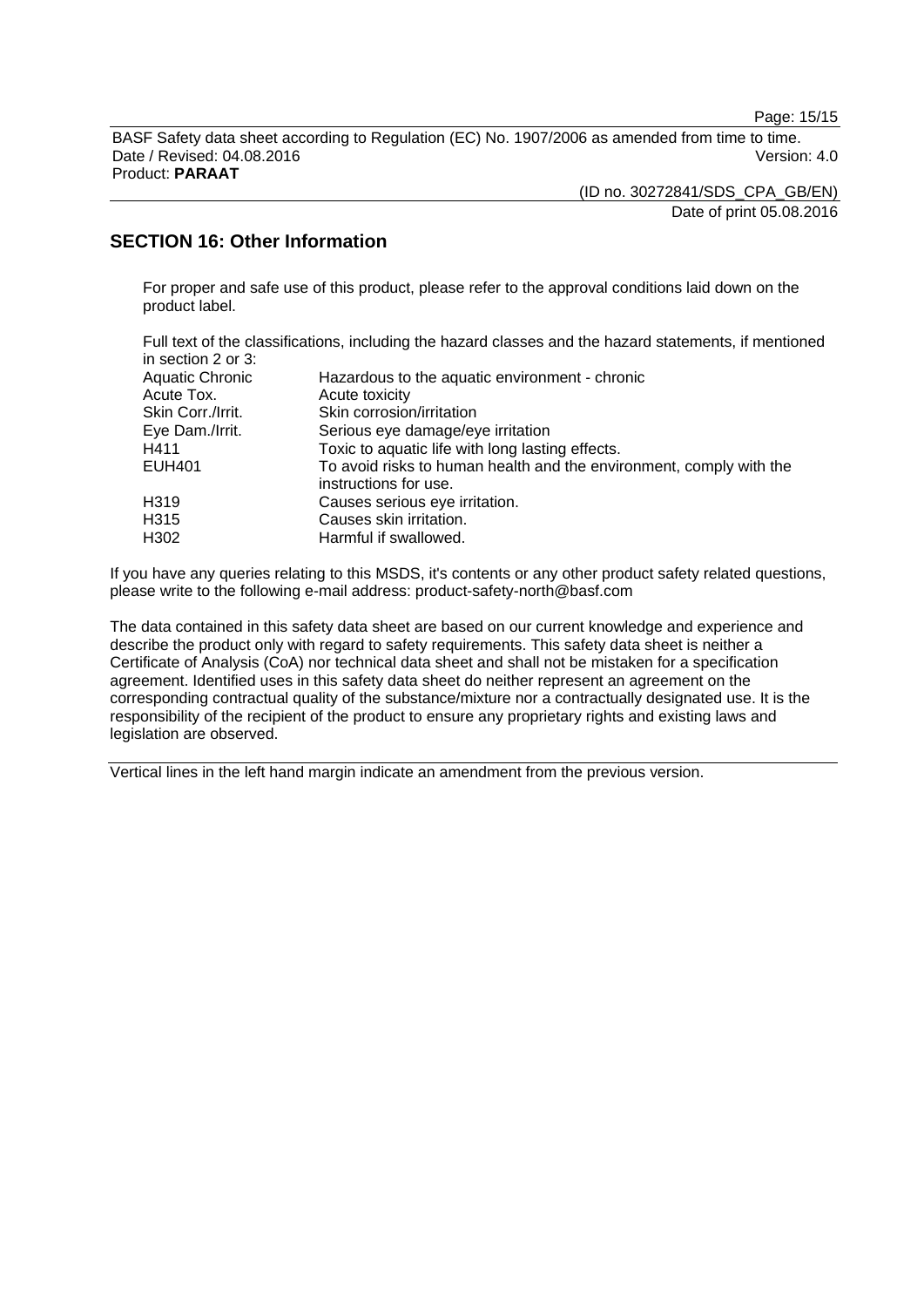## SECTION 16: Other Information

For proper and safe use of this product, please refer to the approval conditions laid down on the product label.

Full text of the classifications, including the hazard classes and the hazard statements, if mentioned in section 2 or 3:

| | |
|---|---|
| Aquatic Chronic | Hazardous to the aquatic environment - chronic |
| Acute Tox. | Acute toxicity |
| Skin Corr./Irrit. | Skin corrosion/irritation |
| Eye Dam./Irrit. | Serious eye damage/eye irritation |
| H411 | Toxic to aquatic life with long lasting effects. |
| EUH401 | To avoid risks to human health and the environment, comply with the instructions for use. |
| H319 | Causes serious eye irritation. |
| H315 | Causes skin irritation. |
| H302 | Harmful if swallowed. |

If you have any queries relating to this MSDS, it's contents or any other product safety related questions, please write to the following e-mail address: product-safety-north@basf.com

The data contained in this safety data sheet are based on our current knowledge and experience and describe the product only with regard to safety requirements. This safety data sheet is neither a Certificate of Analysis (CoA) nor technical data sheet and shall not be mistaken for a specification agreement. Identified uses in this safety data sheet do neither represent an agreement on the corresponding contractual quality of the substance/mixture nor a contractually designated use. It is the responsibility of the recipient of the product to ensure any proprietary rights and existing laws and legislation are observed.

Vertical lines in the left hand margin indicate an amendment from the previous version.